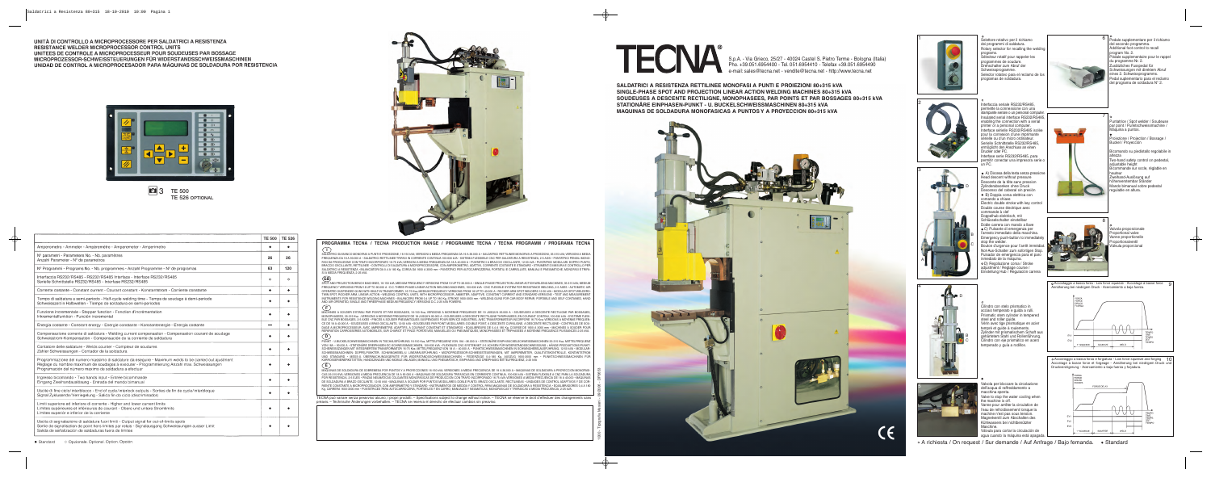# UNITÀ DI CONTROLLO A MICROPROCESSORE PER SALDATRICI A RESISTENZA
# RESISTANCE WELDER MICROPROCESSOR CONTROL UNITS
# UNITES DE CONTROLE A MICROPROCESSEUR POUR SOUDEUSES PAR BOSSAGE
# MIKROPROZESSOR-SCHWEISSTEUERUNGEN FÜR WIDERSTANDSSCHWEISSMASCHINEN
# UNIDAD DE CONTROL A MICROPROCESADOR PARA MÁQUINAS DE SOLDADURA POR RESISTENCIA

3 TE 500
TE 526 OPTIONAL

| | TE 500 | TE 526 |
|---|---|---|
| Amperometro - Ammeter - Ampèremètre - Amperemeter - Amperímetro | • | • |
| N° parametri - Parameters No. - No. paramètres<br>Anzahl Parameter - N° de parametros | 26 | 26 |
| N° Programmi - Programs No. - No. programmes - Anzahl Programme - N° de programas | 63 | 120 |
| Interfaccia RS232/RS485 - RS232/RS485 Interface - Interface RS232/RS485<br>Serielle Schnittstelle RS232/RS485 - Interfase RS232/RS485 | ○ | ○ |
| Corrente costante - Constant current - Courant constant - Konstantstrom - Corriente constante | • | • |
| Tempo di saldatura a semi-periodo - Half-cycle welding time - Temps de soudage à demi-période<br>Schweisszeit in Halbwellen - Tiempo de soldadura en semi-periodos | • | • |
| Funzione incrementale - Stepper function - Fonction d'incrémentation<br>Inkrementalfunktion - Función incremental | • | • |
| Energia costante - Constant energy - Energie constante - Konstantenergie - Energía constante | — | • |
| Compensazione corrente di saldatura - Welding current compensation - Compensation courant de soudage<br>Schweissstrom Kompensation - Compensación de la corriente de soldadura | • | • |
| Contatore delle saldature - Welds counter - Compteur de soudures<br>Zähler Schweissungen - Contador de la soldadura | • | • |
| Programmazione del numero massimo di saldature da eseguire - Maximum welds to be carried out ajustment<br>Réglage du nombre maximum de soudages à exécuter - Programmierung Anzahl max. Schweissungen<br>Programación del número máximo de soldadura a efectuar | • | • |
| Ingresso bicomando - Two hands input - Entrée bicommande<br>Eingang Zweihandauslösung - Entrada del mando bimanual | • | • |
| Uscita di fine ciclo/interblocco - End of cycle/interlock outputs - Sorties de/fin de cycle/interblocage<br>Signal Zyklusende/Verriegelung - Salida fin de ciclo sincronización | • | • |
| Limiti superiore ed inferiore di corrente - Higher and lower current limits<br>Limites supérieures et inférieures de courant - Obere und untere Stromlimits<br>Límites superior e inferior de la corriente | • | • |
| Uscita di segnalazione di saldatura fuori limiti - Output signal for out-of-limits spots<br>Sortie de signalisation de point hors limites par sous - Signalisierung Schweissungen ausser Limit<br>Salida de señalizacion de soldaduras fuera de límites | • | • |

• Standard ○ Opzionale; Optional; Option; Opción

## PROGRAMMA TECNA / TECNA PRODUCTION RANGE / PROGRAMME TECNA / TECNA PROGRAMM / PROGRAMA TECNA

**(I)** SALDATRICI A BANCO MONOFASE A PUNTI E PROIEZIONE 16-160 kVA; VERSIONI A MEDIA FREQUENZA DA 18 A 36.000 A • SALDATRICI RETTILINEE MONOFASE A PROIEZIONE 80-315 kVA; VERSIONI A MEDIA FREQUENZA DA 18 A 80.000 A • SALDATRICI RETTILINEE TRIFASE IN CORRENTE CONTINUA 100-600 kVA • SISTEMI FLESSIBILI CNC PER SALDATURA A RESISTENZA 3-5 ASSI • PUNTATRICI PENSILI MODULARI CON TRASFORMATORE INCORPORATO 16-75 kVA; VERSIONI A MEDIA FREQUENZA DA 18 A 40.000 A • PUNTATRICI A BRACCI OSCILLANTI 12-50 kVA • PUNTATRICI MODULARI DOPPIO PUNTO • PUNTATRICI A BRACCI OSCILLANTI, RETTILINEE • CONTROLLI DI SALDATURA A MICROPROCESSORE, CON AMPEROMETRO, ADATTIVI, CORRENTE COSTANTE E STANDARD • STRUMENTI DI MISURA E CONTROLLO PER SALDATRICI A RESISTENZA • BILANCIATORI DA 0,4 A 180 Kg, CORSA DA 1600 A 3000 mm • PUNTATRICI PER CARROZZERIA, PORTATILI E CARRELLATE, MANUALI E PNEUMATICHE, MONOFASE E TRIFASE A MEDIA FREQUENZA (1.000 Hz).

**(GB)** SPOT AND PROJECTION BENCH MACHINES, 16-160 kVA; MEDIUM FREQUENCY VERSIONS FROM 18 UP TO 36.000 A • SINGLE-PHASE PROJECTION LINEAR ACTION WELDING MACHINES, 80-315 kVA; MEDIUM FREQUENCY VERSIONS FROM 18 UP TO 80.000 A • D.C. THREE PHASE LINEAR ACTION WELDING MACHINES, 100-600 kVA • CNC FLEXIBLE SYSTEM FOR RESISTANCE WELDING, 3-5 AXES • AUTOMATIC AIR OPERATED SUSPENDED GUNS WITH BUILT-IN TRANSFORMER, 16-75 kVA; MEDIUM FREQUENCY VERSIONS FROM 18 UP TO 40.000 A • ROCKER ARM SPOT WELDERS 12-50 kVA • MODULAR SPOT WELDERS, TWIN SPOT, ROCKER ARM, LINEAR ACTION • WELDING CONTROLS, WITH MICROPROCESSOR, AMMETER, ADAPTIVE, CONSTANT CURRENT AND STANDARD VERSIONS • TEST AND MEASUREMENT INSTRUMENTS FOR RESISTANCE WELDING MACHINES • BALANCERS FROM 0,4 UP TO 180 Kg, STROKE 1600-3000 mm • WELDING GUNS FOR CAR BODY REPAIR, PORTABLE AND SELF-CONTAINED, HAND AND AIR OPERATED, SINGLE AND THREEPHASE MEDIUM FREQUENCY VERSIONS (1.000 Hz).

**(F)** MACHINES A SOUDER D'ETABLI PAR POINTS ET PAR BOSSAGES, 16-160 Kva; VERSIONS A MOYENNE FREQUENCE DE 18 A 36.000 A • SOUDEUSES A DESCENTE RECTILIGNE PAR BOSSAGES, MONOPHASEES, 80-315 Kva; VERSIONS A MOYENNE FREQUENCE DE 18 A 80.000 A • SOUDEUSES A DESCENTE RECTILIGNE TRIPHASEES, EN COURANT CONTINU, 100-600 kVA • SYSTEME FLEXIBLE CNC DE 3 A 5 AXES • PINCES A SOUDER PNEUMATIQUES SUSPENDUES POUR SERVICE INDUSTRIEL AVEC TRANSFORMATEUR INCORPORE 16-75 kVA; VERSIONS A MOYENNE FREQUENCE DE 18 A 40.000 A • SOUDEUSES A BRAS OSCILLANTS, 12-50 kVA • SOUDEUSES PAR POINT MODULAIRES DOUBLE POINT, A DESCENTE OSCILLANTE, A DESCENTE RECTILIGNE • CONTROLES DE SOUDAGE A MICROPROCESSEUR, AVEC AMPEREMETRE ADAPTIFS, A COURANT CONSTANT ET STANDARDS • EQUILIBREURS DE 0,4 A 180 Kg, COURSE DE 1600 A 3000 mm • MACHINES A SOUDER POUR REPARATION CARROSSERIES AUTOMOBILES, SUR CHARIOT ET PINCE PORTATIVES, MANUELLES OU PNEUMATIQUES, MONOPHASEES ET TRIPHASEES A MOYENNE FREQUENCE (1.000 Hz).

**(D)** PUNKT- U BUCKELSCHWEISSMASCHINEN IN TISCHAUSFÜHRUNG 16-160 Kva; MITTELFREQUENZ VON 18 A BIS 36.000 A • STATIONÄRE EINPHASEN BUCKELSCHWEISSMASCHINEN 80-315 Kva; MITTELFREQUENZ VON 18 A BIS 80.000 A • STATIONÄRE DREIPHASEN-GLEICHSTROMSCHWEISSMASCHINEN, 100-600 kVA • FLEXIBLES CNC-SYSTEM MIT 3-5 ACHSEN FÜR WIDERSTANDSSCHWEISSUNG • HÄNGE-PNEUMATIKPUNKTSCHWEISSZANGEN MIT INTEGRIERTEM TRANSFORMATOR 16-75 Kva; MITTELFREQUENZ VON 18 A BIS 40.000 A • PUNKTSCHWEISSMASCHINEN IN SCHWINGHEBELAUSFÜHRUNG, 12-50 kVA • MODULARE SCHWEISSMASCHINEN, DOPPELPUNKTER, SCHWINGHEBEL U. LINEARAUSFÜHRUNG • MIKROPROZESSOR-SCHWEISSSTEUERUNGEN, MIT AMPEREMETER, QUALITÄTSKONTROLLE, KONSTANTSTROM UND STANDARD • MESS-U. ÜBERWACHUNGSGERÄTE FÜR WIDERSTANDSSCHWEISSMASCHINEN • FEDERZÜGE 0,4-180 Kg, AUSZUG 1600-3000 mm • PUNKTSCHWEISSMASCHINEN FÜR KAROSSERIEREPARATUR, HANDZANGEN UND MOBILE ANLAGEN, MANUELL UND PNEUMATISCH, EINPHASIG UND DREIPHASIG MITTELFREQUENZ (1.000 Hz).

**(E)** MÁQUINAS DE SOLDADURA DE SOBREMESA POR PUNTOS Y A PROYECCIONES 16-160 kVA; VERSIONES A MEDIA FRECUENCIA DE 18 A 36.000 A • MÁQUINAS DE SOLDADURA A PROYECCIÓN MONOFASICAS 80-315 kVA; VERSIONES A MEDIA FRECUENCIA DE 18 A 80.000 A • MÁQUINAS DE SOLDADURA TRIFASICAS EN CORRIENTE CONTINUA, 100-600 kVA • SISTEMA FLEXIBLE A CNC PARA LA SOLDADURA POR RESISTENCIA, 3-5 EJES • PINZAS NEUMÁTICAS COLGANTES MODULARES DE PRODUCCIÓN CON TRAFO INCORPORADO 16-75 kVA; VERSIONES A MEDIA FRECUENCIA DE 18 A 40.000 • MÁQUINAS DE SOLDADURA A BRAZOS OSCILANTES, 12-50 kVA • MÁQUINAS A SOLDAR POR PUNTOS MODULARES, DOBLE PUNTO, BRAZO OSCILANTE, RECTILINEAS • UNIDADES DE CONTROL ADAPTATIVO POR CORRIENTE CONSTANTE A MICROPROCESADOR, CON AMPERIMETRO Y STANDARD • INSTRUMENTOS DE MEDIDA Y CONTROL PARA MÁQUINAS DE SOLDADURA A RESISTENCIA • EQUILIBRADORES 0,4-0,180 Kg, CARRERA 1600-3000 mm • PUNTEADORAS PARA AUTOCARROCERIA, PORTÁTILES Y EN CARRO, MANUALES Y NEUMÁTICAS, MONOFASICAS Y TRIFASICAS A MEDIA FRECUENCIA (1.000 Hz).

TECNA per ovvie ragioni si riserva il diritto di modificare senza preavviso alcuno i propri prodotti • Specifications subject to change without notice • TECNA se réserve le droit d'effectuer des changements sans préavis • Technische Änderungen vorbehalten • TECNA se reserva el derecho de efectuar cambios sin preaviso.

# TECNA®

S.p.A. - Via Grieco, 25/27 - 40024 Castel S. Pietro Terme - Bologna (Italia)
Pho. +39.051.6954400 - Tel. 051.6954410 - Telefax +39.051.6954490
e-mail: sales@tecna.net - vendite@tecna.net - http://www.tecna.net

## SALDATRICI A RESISTENZA RETTILINEE MONOFASI A PUNTI E PROIEZIONI 80÷315 kVA
## SINGLE-PHASE SPOT AND PROJECTION LINEAR ACTION WELDING MACHINES 80÷315 kVA
## SOUDEUSES A DESCENTE RECTILIGNE, MONOPHASEES, PAR POINTS ET PAR BOSSAGES 80÷315 kVA
## STATIONÄRE EINPHASEN-PUNKT - U. BUCKELSCHWEISSMASCHINEN 80÷315 kVA
## MAQUINAS DE SOLDADURA MONOFASICAS A PUNTOS Y A PROYECCION 80÷315 kVA

CE

1 Selettore rotativo per il richiamo dei programmi di saldatura.
Rotary selector for recalling the welding programs.
Sélecteur rotatif pour rappeler les programmes de soudure.
Drehschalter zum Abruf der Schweissprogramme.
Selector rotativo para el reclamo de los programas de soldadura.

2 Interfaccia seriale RS232/RS485, permette la connessione con una stampante seriale o un personal computer.
Insulated serial interface RS232/RS485, enabling the connection with a serial printer or a personal computer.
Interface sérielle RS232/RS485 isolée pour la connexion d'une imprimante sérielle ou d'un micro ordinateur.
Serielle Schnittstelle RS232/RS485, ermöglicht den Anschluss an einen Drucker oder PC.
Interfase serie RS232/RS485, para permitir conectar una impresora serie o un PC.

3 A) Discesa della testa senza pressione
Head descent without pressure
Descente de la tête sans pression
Zylinderabsenken ohne Druck
Descenso del cabezal sin presión
B) Doppia corsa elettrica con comando a chiave
Electric double stroke with key control
Double course électrique avec commande à clef
Doppelhub elektrisch, mit Schlüsselschalter einstellbar
Doble carrera con mando a llave
C) Pulsante di emergenza per l'arresto immediato della macchina.
Emergency push-button to immediately stop the welder.
Bouton d'urgence pour l'arrêt immédiat de la machine.
Not-Aus-Schalter zum sofortigen Stop.
Pulsador de emergencia para el paro inmediato de la máquina.
D) Regolazione corsa / Stroke adjustment / Réglage course / Einstellung Hub / Regulación carrera

4 Cilindro con stelo pneumatico in acciaio temperato e guida a rulli.
Pneumatic stem cylinder in tempered steel and roller guide.
Vérin avec tige pneumatique en acier trempé et guide à roulements.
Zylinder mit pneumatischem Schaft aus gehärtetem Stahl und Rollenführung.
Cilindro con eje pneumático en acero templado y guía a rodillos.

5 Valvola per bloccare la circolazione dell'acqua di raffreddamento a macchina spenta.
Valve to stop the water cooling when the machine is off.
Vanne pour arrêter la circulation de l'eau de refroidissement lorsque la machine n'est pas sous tension.
Magnetventil zum Abschalten des Kühlwassers bei nichtbetriebener Maschine.
Válvula para cortar la circulación de agua cuando la máquina está apagada.

6 Pedale supplementare per il richiamo del secondo programma.
Additional foot control to recall program No. 2.
Pédale supplémentaire pour le rappel du programme Nr. 2.
Zusätzliches Fusspedal für Schweissungen mit direktem Abruf eines 2. Schweissprogramms.
Pedal suplementario para el reclamo del programa de soldadura N° 2.

7 Puntatrice / Spot welder / Soudeuse par point / Punktschweissmaschine / Máquina a puntos
Proiezione / Projection / Bossage / Buckel / Proyección
Bicomando su piedistallo regolabile in altezza
Two-hand safety control on pedestal, adjustable height
Bicommande sur socle, réglable en hauteur
Zweihand-Auslösung auf höhenverstellbarer Ständer
Mando bimanual sobre pedestal regulable en altura.

8 Valvola proporzionale
Proportional valve
Vanne proportionelle
Proportionalventil
Válvula proporcional

9 Accoppiaggio a bassa forza - Low force squeeze - Accostage a basse force
Annäherung bei niedrigem Druck - Acercamiento a baja fuerza.

10 Accoppiaggio a bassa forza e forgiatura - Low force squeeze and forging
Accostage à basse force et forgeage - Annäherung bei niedrigem Druck und Druckverstärkung - Acercamiento a baja fuerza y forjadura.

○ A richiesta / On request / Sur demande / Auf Anfrage / Bajo demanda. • Standard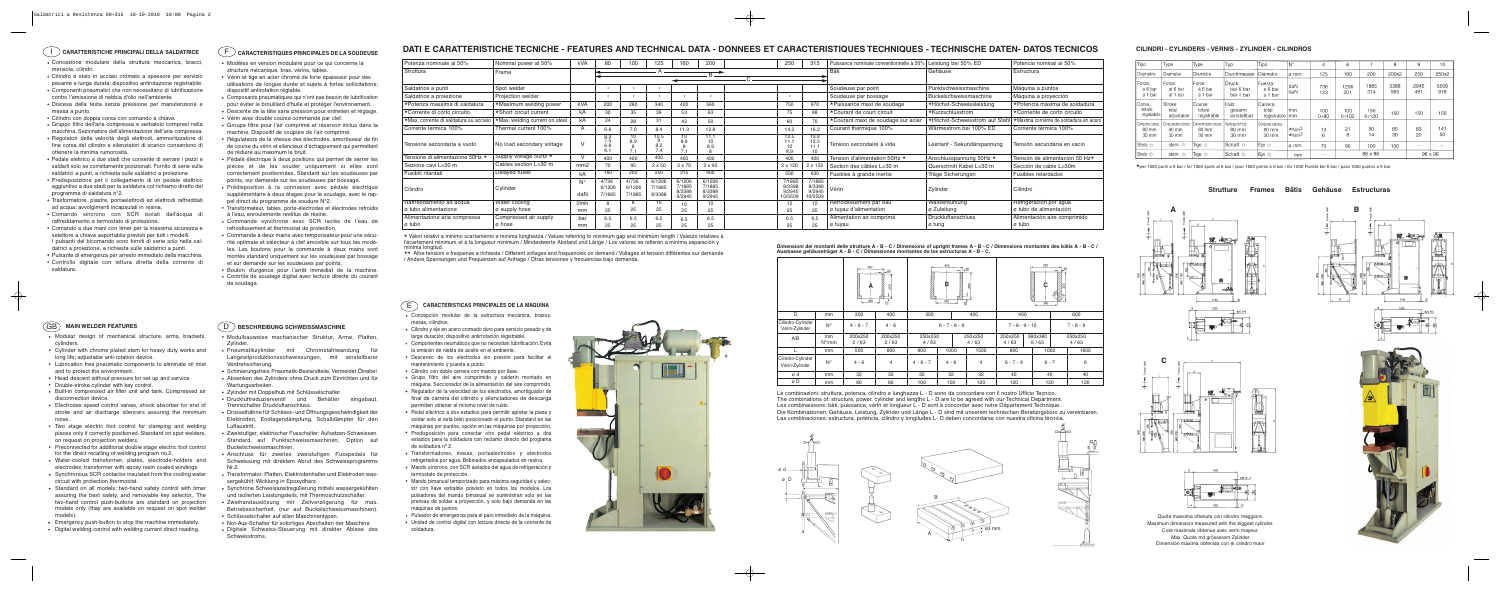## I CARATTERISTICHE PRINCIPALI DELLA SALDATRICE

- Concezione modulare della struttura meccanica, bracci, mensole, cilindri.
- Cilindro e stelo in acciaio cromato a spessore per servizio pesante e lunga durata; dispositivo antirotazione regolabile.
- Componenti pneumatici che non necessitano di lubrificazione contro l'emissione di nebbia d'olio nell'ambiente.
- Discesa della testa senza pressione per manutenzione e messa a punto.
- Cilindro con doppia corsa con comando a chiave.
- Gruppo filtro dell'aria compressa e serbatoio compresi nella macchina. Sezionatore dell'alimentazione dell'aria compressa.
- Regolatori della velocità degli elettrodi, ammortizzatore di fine corsa del cilindro e silenziatori di scarico consentono di ottenere la minima rumorosità.
- Pedale elettrico a due stadi che consente di serrare i pezzi e saldarli solo se correttamente posizionati. Fornito di serie sulle saldatrici a punti, a richiesta sulle saldatrici a proiezione.
- Predisposizione per il collegamento di un pedale elettrico aggiuntivo a due stadi per la saldatura col richiamo diretto del programma di saldatura n°2.
- Trasformatore, piastre, portaelettrodi ed elettrodi raffreddati ad acqua; avvolgimenti incapsulati in resina.
- Comando sincrono con SCR isolati dall'acqua di raffreddamento e termostato di protezione.
- Comando a due mani con timer per la massima sicurezza e selettore a chiave esportabile previsti per tutti i modelli. I pulsanti del bicomando sono forniti di serie solo nelle saldatrici a proiezione, a richiesta sulle saldatrici a punti.
- Pulsante di emergenza per arresto immediato della macchina.
- Controllo digitale con lettura diretta della corrente di saldatura.

## GB MAIN WELDER FEATURES

- Modular design of mechanical structure, arms, brackets, cylinders.
- Cylinder with chrome plated stem for heavy duty works and long life; adjustable anti-rotation device.
- Lubrication free pneumatic components to eliminate oil mist and to protect the environment.
- Head descent without pressure for set up and service.
- Double-stroke cylinder with key control.
- Built-in compressed air filter unit and tank. Compressed air disconnection device.
- Electrodes speed control valves, shock absorber for end of stroke and air discharge silencers assuring the minimum noise.
- Two stage electric foot control for clamping and welding pieces only if correctly positioned. Standard on spot welders, on request on projection welders.
- Preconnected for additional double stage electric foot control for the direct recalling of welding program no.2.
- Water-cooled transformer, plates, electrode-holders and electrodes; transformer with epoxy resin coated windings.
- Synchronous SCR contactor insulated from the cooling water circuit with protection thermostat.
- Standard on all models: two-hand safety control with timer assuring the best safety, and removable key selector.. The two-hand control push-buttons are standard on projection models only (they are available on request on spot welder models).
- Emergency push-button to stop the machine immediately.
- Digital welding control with welding current direct reading.

## F CARACTERISTIQUES PRINCIPALES DE LA SOUDEUSE

- Modèles en version modulaire pour ce qui concerne la structure mécanique, bras, vérins, tables.
- Vérin et tige en acier chromé de forte épaisseur pour des utilisations de longue durée et sujets à fortes sollicitations; dispositif antirotation réglable.
- Composants pneumatiques qui n'ont pas besoin de lubrification pour éviter le brouillard d'huile et protéger l'environnement.
- Descente de la tête sans pression pour entretien et réglage.
- Vérin avec double course commandé par clef.
- Groupe filtre pour l'air comprimé et réservoir inclus dans la machine. Dispositif de coupure de l'air comprimé.
- Régulateurs de la vitesse des électrodes, amortisseur de fin de course du vérin et silencieux d'échappement qui permettent de réduire au maximum le bruit.
- Pédale électrique à deux positions qui permet de serrer les pièces et de les souder uniquement si elles sont correctement positionnées. Standard sur les soudeuses par points, sur demande sur les soudeuses par bossage.
- Prédisposition à la connexion avec pédale électrique supplémentaire à deux étages pour le soudage, avec le rappel direct du programme de soudure N°2.
- Transformateur, tables, porte-électrodes et électrodes refroidis à l'eau; enroulements revêtus de résine.
- Contacteur synchrone avec SCR isolés de l'eau de refroidissement et thermostat de protection.
- Commande à deux mains avec temporisateur pour une sécurité optimale et sélecteur à clef amovible sur tous les modèles. Les boutons pour la commande à deux mains sont montés standard uniquement sur les soudeuses par bossage et sur demande sur les soudeuses par points.
- Bouton d'urgence pour l'arrêt immédiat de la machine.
- Contrôle de soudage digital avec lecture directe du courant de soudage.

## D BESCHREIBUNG SCHWEISSMASCHINE

- Modulbauweise mechanischer Struktur, Arme, Platten, Zylinder.
- Pneumatikzylinder mit Chromstahlwendung für Langzeitgrobschweissungen, mit einstellbarer Verdrehsicherung.
- Schmierungsfreie Pneumatik-Bestandteile. Vermeidet Ölnebel
- Absenken des Zylinders ohne Druck zum Einrichten und für Wartungsarbeiten.
- Zylinder mit Doppelhub mit Schlüsselschalter
- Druckluftwartungseinheit und Behälter eingebaut. Trennschalter Druckluftanschluss.
- Drosselhähne für Schliess- und Öffnungsgeschwindigkeit der Elektroden. Endlagendämpfung, Schalldämpfer für den Luftaustritt.
- Zweistufiger, elektrischer Fusschalter: Aufsetzen-Schweissen. Standard auf Punktschweissmaschinen, Option auf Buckelschweissmaschinen.
- Anschluss für zweites zweistufigen Fusspedals für Schweissung mit direktem Abruf des Schweissprogramms Nr.2.
- Transformator, Platten, Elektrodenhalter und Elektroden wassergekühlt; Wicklung in Epoxydharz.
- Synchrone Schweissstromregulierung mittels wassergekühlten und isolierten Leistungsteils, mit Thermoschutzschalter.
- Zweihandauslösung mit Zeitverzögerung für max. Betriebssicherheit. (nur auf Buckelschweissmaschinen).
- Schlüsselschalter auf allen Maschinentypen.
- Not-Aus-Schalter für sofortiges Abschalten der Maschine
- Digitale Schweiss-Steuerung mit direkter Ablese des Schweisstroms.

## DATI E CARATTERISTICHE TECNICHE - FEATURES AND TECHNICAL DATA - DONNEES ET CARACTERISTIQUES TECHNIQUES - TECHNISCHE DATEN- DATOS TECNICOS

| Potenza nominale al 50% | Nominal power at 50% | kVA | 80 | 100 | 125 | 160 | 200 | 250 | 315 | Puissance nominale conventionnelle à 50% | Leistung bei 50% ED | Potencia nominal al 50% |
|---|---|---|---|---|---|---|---|---|---|---|---|---|
| Struttura | Frame | | A | | | B | | C | | Bâti | Gehäuse | Estructura |
| Saldatrice a punti | Spot welder | | • | • | • | | | • | | Soudeuse par point | Punktschweissmaschine | Máquina a puntos |
| Saldatrice a proiezione | Projection welder | | • | • | • | • | • | • | • | Soudeuse par bossage | Buckelschweissmaschine | Máquina a proyección |
| *Potenza massima di saldatura | *Maximum welding power | kVA | 200 | 260 | 340 | 420 | 560 | 700 | 970 | *Puissance maxi de soudage | *Höchst-Schweissleistung | *Potencia máxima de soldadura |
| *Corrente di corto circuito | *Short circuit current | kA | 30 | 35 | 39 | 53 | 63 | 75 | 86 | *Courant de court circuit | *Kurzschlusstrom | *Corriente de corto circuito |
| *Max. corrente di saldatura su acciaio | *Max. welding current on steel | kA | 24 | 28 | 31 | 42 | 50 | 60 | 70 | *Courant maxi de soudage sur acier | *Höchst-Schweisstrom auf Stahl | *Máxima corriente de soldadura en acero |
| Corrente termica 100% | Thermal current 100% | A | 6.8 | 7.0 | 8.4 | 11.3 | 12.8 | 14.3 | 16.2 | Courant thermique 100% | Wärmestrom bei 100% ED | Corriente térmica 100% |
| Tensione secondaria a vuoto | No load secondary voltage | V | 6.2 / 7.1 / 6.8 / 6.1 | 10 / 8.9 / 8 / 7.1 | 10.5 / 8.2 / 7.4 | 10 / 8.9 / 8 / 7.1 | 11.1 / 10 / 8.9 / 8 | 12.5 / 11.1 / 10 / 8.9 | 12.8 / 12.5 / 11.1 / 10 | Tension secondaire à vide | Leerlauf - Sekundärspannung | Tensión secundaria en vacío |
| Tensione di alimentazione 50Hz ** | Supply voltage 50Hz ** | V | 400 | 400 | 400 | 400 | 400 | 400 | 400 | Tension d'alimentation 50Hz ** | Anschlusspannung 50Hz ** | Tensión de alimentación 50 Hz** |
| Sezione cavi L=30 m | Cables section L=30 m | mm2 | 70 | 95 | 2 x 50 | 2 x 70 | 2 x 95 | 2 x 120 | 2 x 150 | Section des câbles L=30 m | Querschnitt Kabel L=30 m | Sección de cable L=30m |
| Fusibili ritardati | Delayed fuses | A | 160 | 200 | 250 | 315 | 400 | 500 | 630 | Fusibles à grande inertie | Träge Sicherungen | Fusibles retardados |
| Cilindro | Cylinder | N° / daN | 6/736 / 6/1206 / 7/1885 | 6/736 / 6/1206 / 7/1885 | 6/1206 / 6/3388 | 6/1206 / 7/1885 / 8/3388 | 6/1206 / 7/1885 / 8/3388 / 9/5945 | 7/1885 / 8/3388 / 9/5945 / 10/5939 | 7/1885 / 8/3388 / 9/5945 / 10/5939 | Vérin | Zylinder | Cilindro |
| Raffreddamento ad acqua | Water cooling | l/min | 8 | 8 | 10 | 10 | 10 | 10 | 10 | Refroidissement par eau | Wasserkühlung | Refrigeración por agua |
| ø tubo alimentazione | ø supply hose | mm | 25 | 25 | 25 | 25 | 25 | 25 | 25 | ø tuyau d'alimentation | ø Zuleitung | ø tubo de alimentación |
| Alimentazione aria compressa | Compressed air supply | bar | 6.5 | 6.5 | 6.5 | 6.5 | 6.5 | 6.5 | 6.5 | Alimentation air comprimé | Druckluftanschluss | Alimentación aire comprimido |
| ø tubo | ø hose | mm | 25 | 25 | 25 | 25 | 25 | 25 | 25 | ø tuyau | ø lung | ø tubo |

* Valori relativi a minimo scartamento e minima lunghezza / Values referring to minimum gap and minimum length / Valeurs relatives à l'écartement minimum et à la longueur minimum / Mindestwerte Abstand und Länge / Los valores se refieren a mínima separación y mínima longitud.

** Altre tensioni e frequenze a richiesta / Different voltages and frequencies on demand / Voltages et tension différentes sur demande / Andere Spannungen und Frequenzen auf Anfrage / Otras tensiones y frecuencias bajo demanda.

## CILINDRI - CYLINDERS - VERINS - ZYLINDER - CILINDROS

| Tipo | Type | Typ | Type | Tipo | N° | 4 | 6 | 7 | 8 | 9 | 10 |
|---|---|---|---|---|---|---|---|---|---|---|---|
| Diametro | Diameter | Diamètre | Durchmesser | Diámetro | ø mm | 125 | 160 | 200 | 200x2 | 250 | 250x2 |
| Forza: ø 6 bar / ø 1 bar | Force: at 6 bar / at 1 bar | Force: à 6 bar / à 1 bar | Druck: bei 6 bar / bei 1 bar | Fuerza: a 6 bar / a 1 bar | daN / daN | 736 / 123 | 1206 / 201 | 1885 / 314 | 3388 / 565 | 2945 / 491 | 5939 / 918 |
| Corsa: totale / regolabile | Stroke: total / adjustable | Course: totale / réglable | Hub: gesamt / einstellbar | Carrera: total / regulable | mm / mm | 100 / 0÷80 | 120 / 0÷100 | 150 / 0÷120 | 150 | 150 | 150 |
| Consumo aria: 80 mm / 30 mm | Air consumption: 80 mm / 30 mm | Consommation d'air: 80 mm / 30 mm | Luftverbrauch: 80 mm / 30 mm | Consumo aire: 80 mm / 30 mm | Nlsec** / Nlsec** | 13 / 6 | 21 / 8 | 50 / 14 | 85 / 30 | 83 / 29 | 141 / 50 |
| Stelo ⊘ | stem ⊘ | Tige ⊘ | Schaft ⊘ | Eje ⊘ | ø mm | 70 | 90 | 100 | 100 | - | - |
| Stelo ⊘ | stem ⊘ | Tige ⊘ | Schaft ⊘ | Eje ⊘ | mm | | | 66 x 66 | | 96 x 96 | |

**per 1000 punti a 6 bar / for 1000 spots at 6 bar / pour 1000 points à 6 bar / für 1000 Punkte bei 6 bar / para 1000 puntos a 6 bar

## E CARACTERISTICAS PRINCIPALES DE LA MAQUINA

- Concepción modular de la estructura mecánica, brazos, mesas, cilindros.
- Cilindro y eje en acero cromado duro para servicio pesado y de larga duración; dispositivo antirotación regulable.
- Componentes neumáticos que no necesitan lubricación. Evita la emisión de niebla de aceite en el ambiente.
- Descenso de los electrodos sin presión para facilitar el mantenimiento y puesta a punto.
- Cilindro con doble carrera con mando por llave.
- Grupo filtro del aire comprimido y calderín montado en máquina. Seccionador de la alimentación del aire comprimido.
- Regulador de la velocidad de los electrodos, amortiguador de final de carrera del cilindro y silenciadores de descarga permiten obtener el mínimo nivel de ruido.
- Pedal eléctrico a dos estadios para permitir apretar la pieza y soldar solo si está bien posicionada el punto. Standard en las máquinas por puntos, opción en las máquinas por proyección.
- Predisposición para conectar otro pedal eléctrico a dos estadios para la soldadura con reclamo directo del programa de soldadura n° 2.
- Transformadores, mesas, portaelectrodos y electrodos refrigerados por agua. Bobinados encapsulados en resina.
- Mando sincrono, con SCR aislados del agua de refrigeración y termostato de protección.
- Mando bimanual temporizado para máxima seguridad y selector con llave extraíble previsto en todos los modelos. Los pulsadores del mando bimanual se suministran sólo en las prensas de soldar a proyección, y solo bajo demanda en las máquinas de puntos.
- Pulsador de emergencia para el paro inmediato de la máquina.
- Unidad de control digital con lectura directa de la corriente de soldadura.

Dimensioni dei montanti delle strutture A - B - C / Dimensions of upright frames A - B - C / Dimensions montantes des bâtis A - B - C / Ausmasse gehäusetrger A - B - C / Dimensiones montantes de las estructuras A - B - C.

| D | mm | 300 | 400 | 300 | | 400 | | 400 | | 600 | |
|---|---|---|---|---|---|---|---|---|---|---|---|
| Cilindro-Cylinder Vérin-Zylinder | N° | 4 - 6 - 7 | 4 - 6 | 6 - 7 - 8 - 9 | | | | 7 - 8 - 9 - 10 | | 7 - 8 - 9 | |
| A/B | mm / N°/mm | 200x250 / 2 / 63 | 200x250 / 2 / 63 | 250x250 / 4 / 63 | | 250x250 / 4 / 63 | | 250x250 / 4 / 63 | 380x380 / 6 / 63 | 250x250 / 4 / 63 | |
| L | mm | 500 | 600 | 800 | 1000 | 1500 | 800 | 1000 | | 1600 | |
| Cilindro-Cylinder Vérin-Zylinder | N° | 4 - 6 | 4 | 4 - 6 - 7 | 4 - 6 | 4 | 6 - 7 - 9 | 6 - 7 | | 6 | |
| ø d | mm | 32 | 32 | 32 | 32 | 32 | 40 | 40 | | 40 | |
| ø D | mm | 60 | 60 | 100 | 100 | 100 | 120 | 120 | | 120 | |

Le combinazioni: struttura, potenza, cilindro e lunghezza L - D sono da concordare con il nostro Ufficio Tecnico.
The combinations of: structure, power, cylinder and lengths L - D are to be agreed with our Technical Department.
Les combinaisons: bâti, puissance, vérin et longueur L - D sont à concorder avec notre Departement Technique.
Die Kombinationen: Gehäuse, Leistung, Zylinder und Länge L - D sind mit unserem technischen Beratungsbüro zu vereinbaren.
Las combinaciones: estructura, potencia, cilindro y longitudes L- D deben concordarse con nuestra oficina técnica.

## Strutture Frames Bâtis Gehäuse Estructuras

A

B

C

Quota massima ottenuta con cilindro maggiore.
Maximum dimension measured with the biggest cylinder.
Cote maximale obtenue avec vérin majeur.
Max. Quote mit grösserem Zylinder
Dimensión máxima obtenida con el cilindro mayor